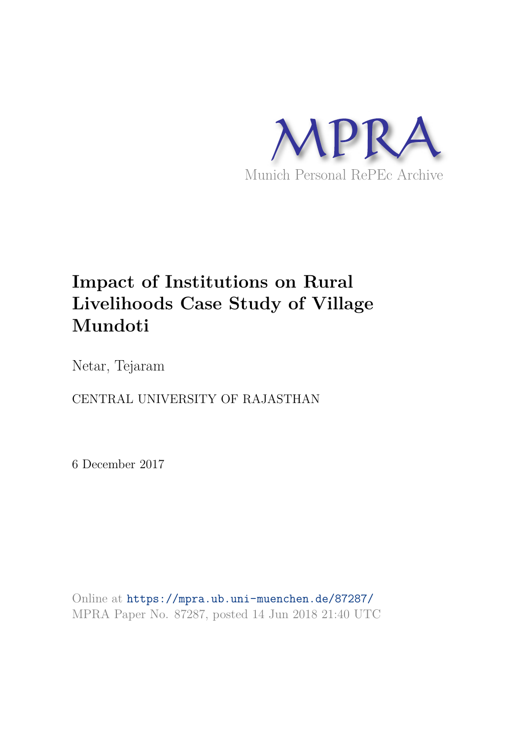MPRA

Munich Personal RePEc Archive

# Impact of Institutions on Rural Livelihoods Case Study of Village Mundoti

Netar, Tejaram

CENTRAL UNIVERSITY OF RAJASTHAN

6 December 2017

Online at https://mpra.ub.uni-muenchen.de/87287/
MPRA Paper No. 87287, posted 14 Jun 2018 21:40 UTC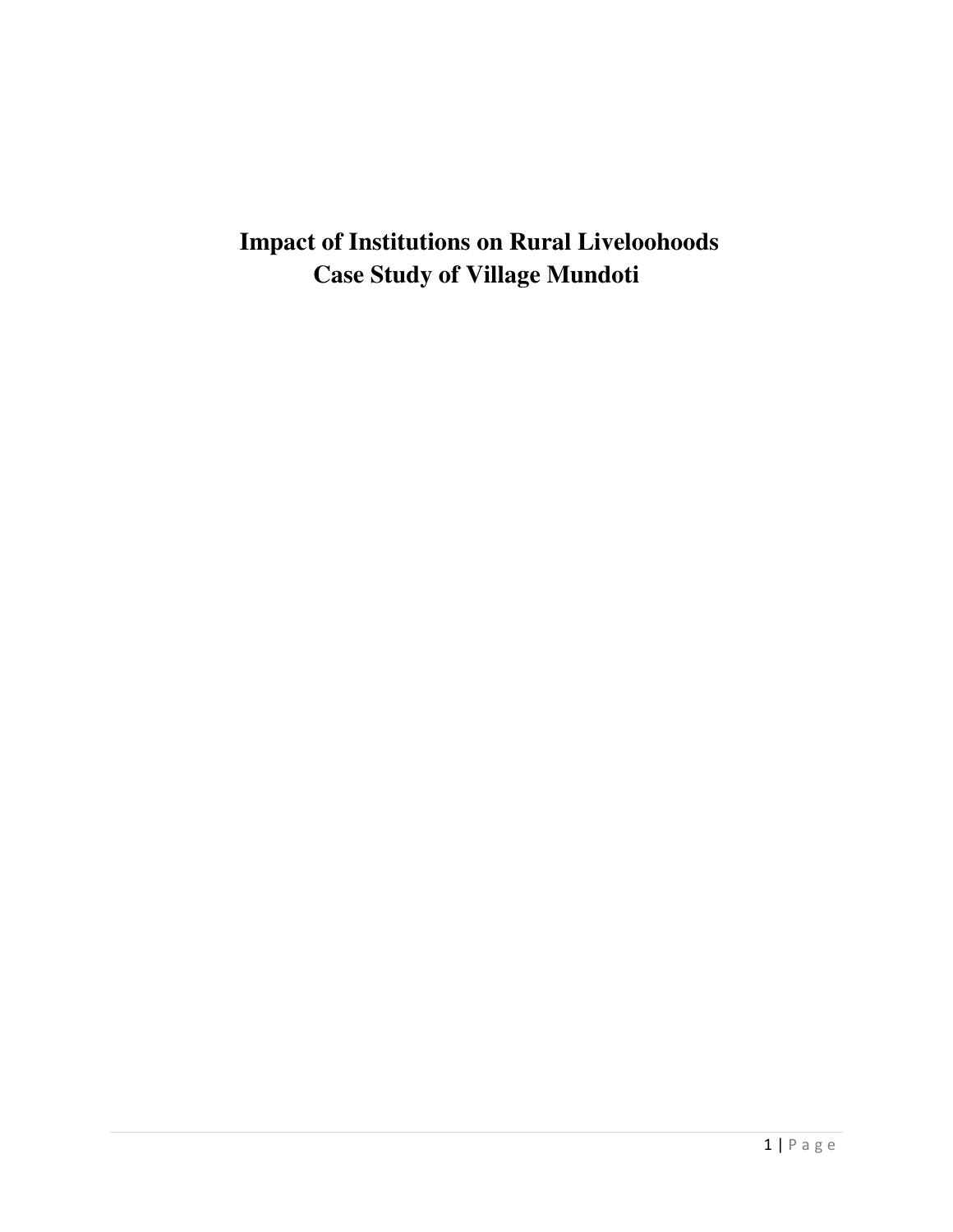# Impact of Institutions on Rural Liveloohoods
# Case Study of Village Mundoti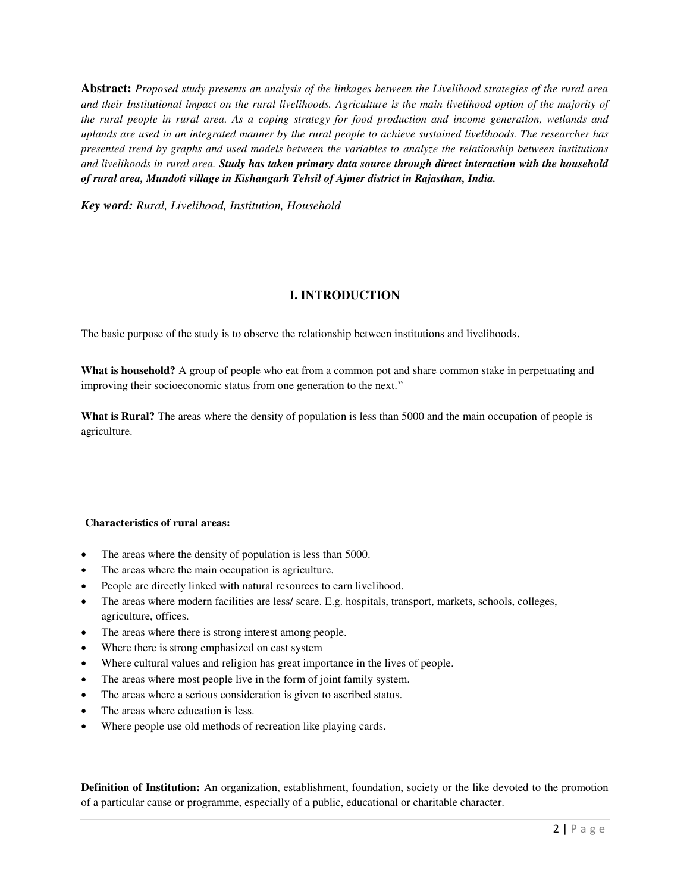**Abstract:** *Proposed study presents an analysis of the linkages between the Livelihood strategies of the rural area and their Institutional impact on the rural livelihoods. Agriculture is the main livelihood option of the majority of the rural people in rural area. As a coping strategy for food production and income generation, wetlands and uplands are used in an integrated manner by the rural people to achieve sustained livelihoods. The researcher has presented trend by graphs and used models between the variables to analyze the relationship between institutions and livelihoods in rural area.* ***Study has taken primary data source through direct interaction with the household of rural area, Mundoti village in Kishangarh Tehsil of Ajmer district in Rajasthan, India.***

***Key word:*** *Rural, Livelihood, Institution, Household*

## I. INTRODUCTION

The basic purpose of the study is to observe the relationship between institutions and livelihoods.

**What is household?** A group of people who eat from a common pot and share common stake in perpetuating and improving their socioeconomic status from one generation to the next."

**What is Rural?** The areas where the density of population is less than 5000 and the main occupation of people is agriculture.

**Characteristics of rural areas:**

- The areas where the density of population is less than 5000.
- The areas where the main occupation is agriculture.
- People are directly linked with natural resources to earn livelihood.
- The areas where modern facilities are less/ scare. E.g. hospitals, transport, markets, schools, colleges, agriculture, offices.
- The areas where there is strong interest among people.
- Where there is strong emphasized on cast system
- Where cultural values and religion has great importance in the lives of people.
- The areas where most people live in the form of joint family system.
- The areas where a serious consideration is given to ascribed status.
- The areas where education is less.
- Where people use old methods of recreation like playing cards.

**Definition of Institution:** An organization, establishment, foundation, society or the like devoted to the promotion of a particular cause or programme, especially of a public, educational or charitable character.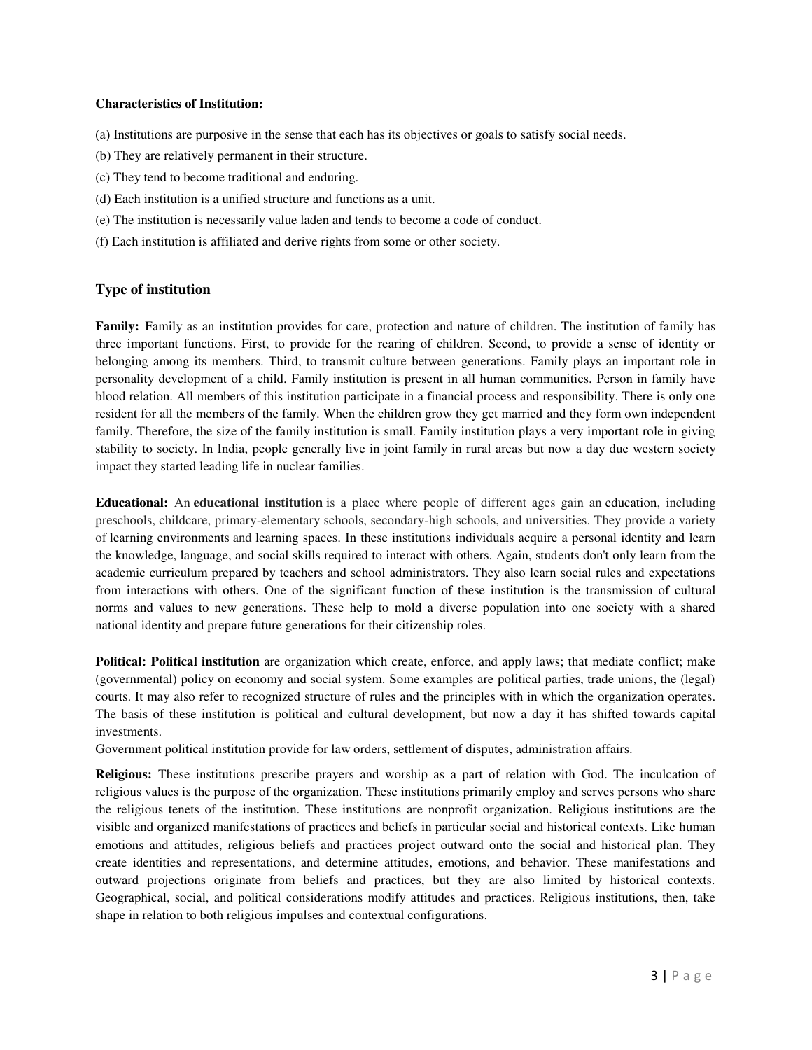**Characteristics of Institution:**

(a) Institutions are purposive in the sense that each has its objectives or goals to satisfy social needs.

(b) They are relatively permanent in their structure.

(c) They tend to become traditional and enduring.

(d) Each institution is a unified structure and functions as a unit.

(e) The institution is necessarily value laden and tends to become a code of conduct.

(f) Each institution is affiliated and derive rights from some or other society.

## Type of institution

**Family:** Family as an institution provides for care, protection and nature of children. The institution of family has three important functions. First, to provide for the rearing of children. Second, to provide a sense of identity or belonging among its members. Third, to transmit culture between generations. Family plays an important role in personality development of a child. Family institution is present in all human communities. Person in family have blood relation. All members of this institution participate in a financial process and responsibility. There is only one resident for all the members of the family. When the children grow they get married and they form own independent family. Therefore, the size of the family institution is small. Family institution plays a very important role in giving stability to society. In India, people generally live in joint family in rural areas but now a day due western society impact they started leading life in nuclear families.

**Educational:** An **educational institution** is a place where people of different ages gain an education, including preschools, childcare, primary-elementary schools, secondary-high schools, and universities. They provide a variety of learning environments and learning spaces. In these institutions individuals acquire a personal identity and learn the knowledge, language, and social skills required to interact with others. Again, students don't only learn from the academic curriculum prepared by teachers and school administrators. They also learn social rules and expectations from interactions with others. One of the significant function of these institution is the transmission of cultural norms and values to new generations. These help to mold a diverse population into one society with a shared national identity and prepare future generations for their citizenship roles.

**Political: Political institution** are organization which create, enforce, and apply laws; that mediate conflict; make (governmental) policy on economy and social system. Some examples are political parties, trade unions, the (legal) courts. It may also refer to recognized structure of rules and the principles with in which the organization operates. The basis of these institution is political and cultural development, but now a day it has shifted towards capital investments.

Government political institution provide for law orders, settlement of disputes, administration affairs.

**Religious:** These institutions prescribe prayers and worship as a part of relation with God. The inculcation of religious values is the purpose of the organization. These institutions primarily employ and serves persons who share the religious tenets of the institution. These institutions are nonprofit organization. Religious institutions are the visible and organized manifestations of practices and beliefs in particular social and historical contexts. Like human emotions and attitudes, religious beliefs and practices project outward onto the social and historical plan. They create identities and representations, and determine attitudes, emotions, and behavior. These manifestations and outward projections originate from beliefs and practices, but they are also limited by historical contexts. Geographical, social, and political considerations modify attitudes and practices. Religious institutions, then, take shape in relation to both religious impulses and contextual configurations.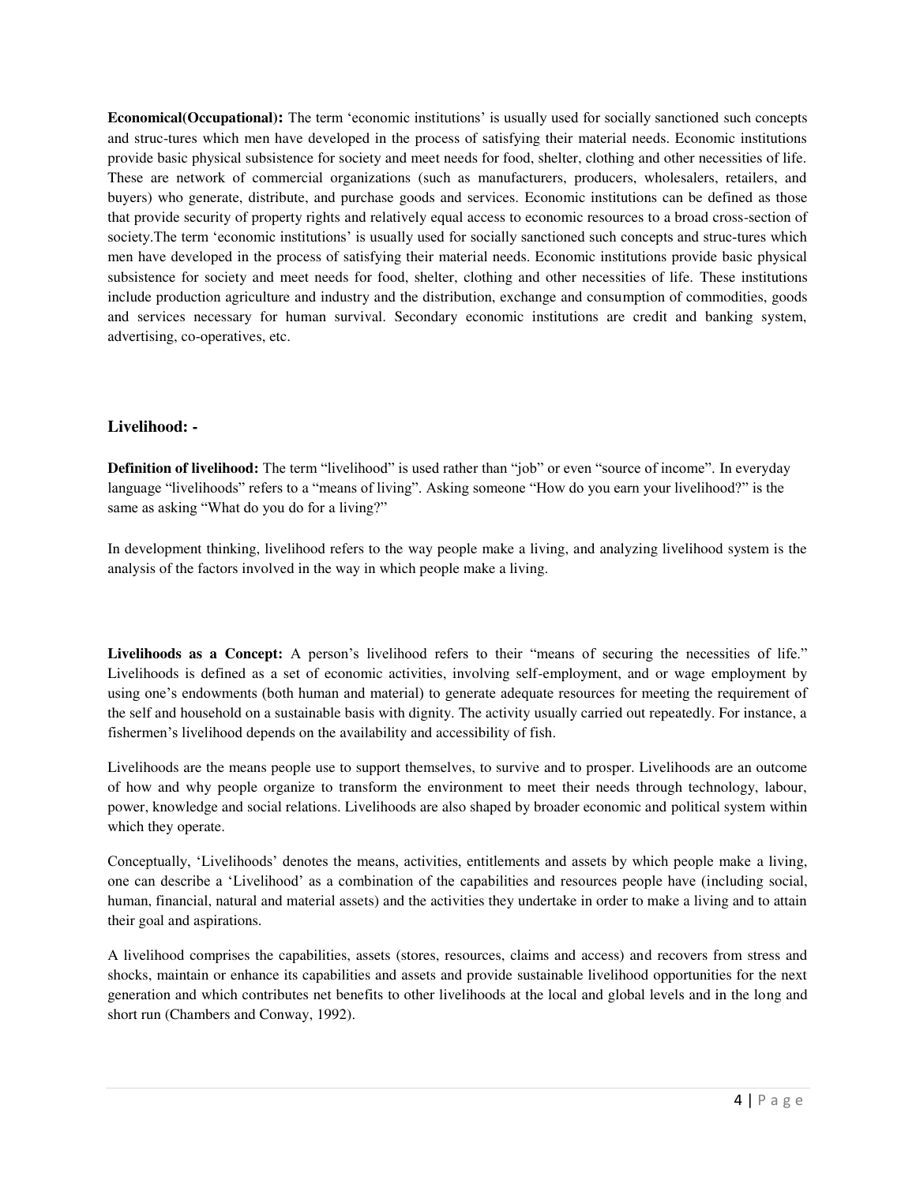**Economical(Occupational):** The term 'economic institutions' is usually used for socially sanctioned such concepts and struc-tures which men have developed in the process of satisfying their material needs. Economic institutions provide basic physical subsistence for society and meet needs for food, shelter, clothing and other necessities of life. These are network of commercial organizations (such as manufacturers, producers, wholesalers, retailers, and buyers) who generate, distribute, and purchase goods and services. Economic institutions can be defined as those that provide security of property rights and relatively equal access to economic resources to a broad cross-section of society.The term 'economic institutions' is usually used for socially sanctioned such concepts and struc-tures which men have developed in the process of satisfying their material needs. Economic institutions provide basic physical subsistence for society and meet needs for food, shelter, clothing and other necessities of life. These institutions include production agriculture and industry and the distribution, exchange and consumption of commodities, goods and services necessary for human survival. Secondary economic institutions are credit and banking system, advertising, co-operatives, etc.

### Livelihood: -

**Definition of livelihood:** The term "livelihood" is used rather than "job" or even "source of income". In everyday language "livelihoods" refers to a "means of living". Asking someone "How do you earn your livelihood?" is the same as asking "What do you do for a living?"

In development thinking, livelihood refers to the way people make a living, and analyzing livelihood system is the analysis of the factors involved in the way in which people make a living.

**Livelihoods as a Concept:** A person's livelihood refers to their "means of securing the necessities of life." Livelihoods is defined as a set of economic activities, involving self-employment, and or wage employment by using one's endowments (both human and material) to generate adequate resources for meeting the requirement of the self and household on a sustainable basis with dignity. The activity usually carried out repeatedly. For instance, a fishermen's livelihood depends on the availability and accessibility of fish.

Livelihoods are the means people use to support themselves, to survive and to prosper. Livelihoods are an outcome of how and why people organize to transform the environment to meet their needs through technology, labour, power, knowledge and social relations. Livelihoods are also shaped by broader economic and political system within which they operate.

Conceptually, 'Livelihoods' denotes the means, activities, entitlements and assets by which people make a living, one can describe a 'Livelihood' as a combination of the capabilities and resources people have (including social, human, financial, natural and material assets) and the activities they undertake in order to make a living and to attain their goal and aspirations.

A livelihood comprises the capabilities, assets (stores, resources, claims and access) and recovers from stress and shocks, maintain or enhance its capabilities and assets and provide sustainable livelihood opportunities for the next generation and which contributes net benefits to other livelihoods at the local and global levels and in the long and short run (Chambers and Conway, 1992).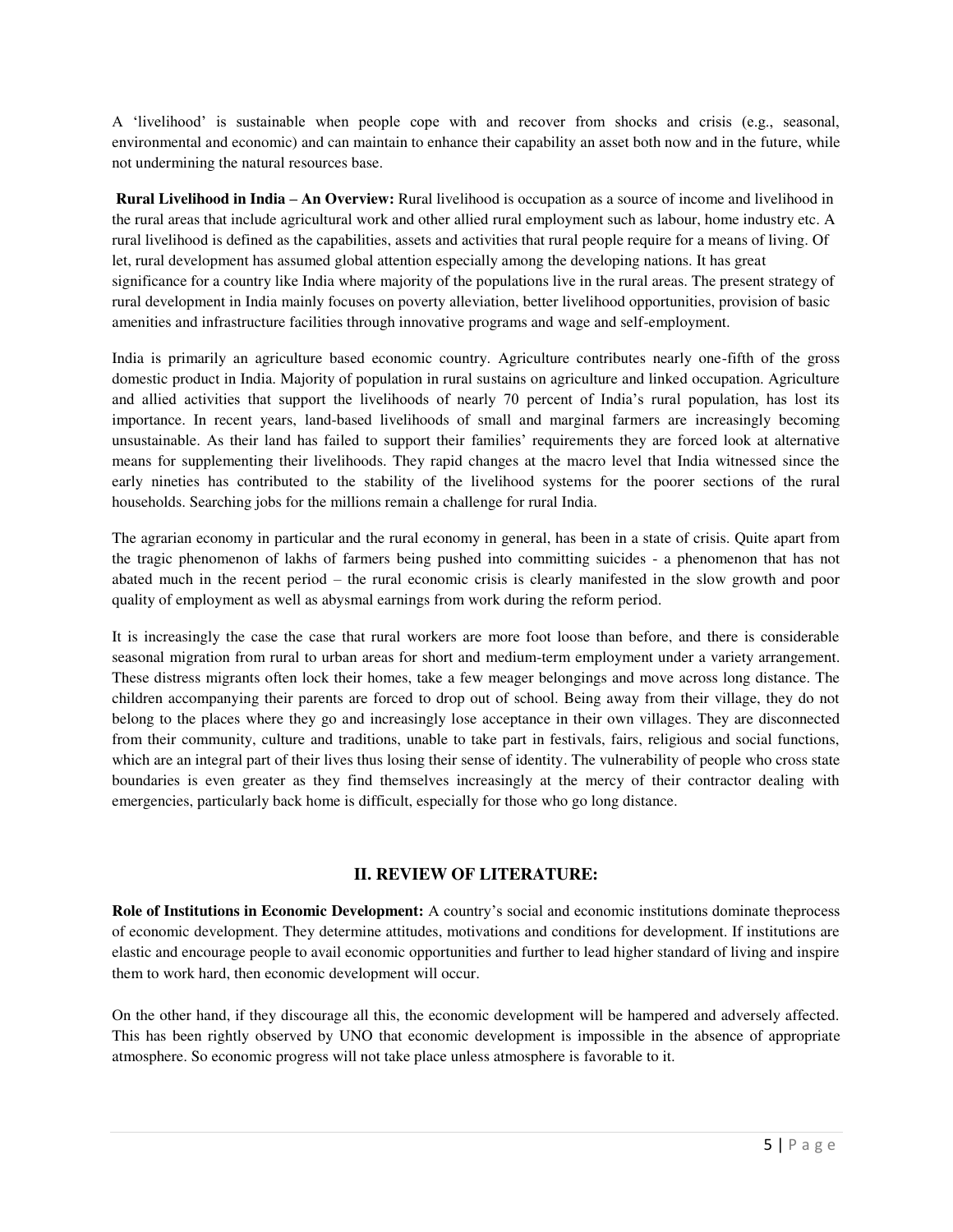A 'livelihood' is sustainable when people cope with and recover from shocks and crisis (e.g., seasonal, environmental and economic) and can maintain to enhance their capability an asset both now and in the future, while not undermining the natural resources base.

**Rural Livelihood in India – An Overview:** Rural livelihood is occupation as a source of income and livelihood in the rural areas that include agricultural work and other allied rural employment such as labour, home industry etc. A rural livelihood is defined as the capabilities, assets and activities that rural people require for a means of living. Of let, rural development has assumed global attention especially among the developing nations. It has great significance for a country like India where majority of the populations live in the rural areas. The present strategy of rural development in India mainly focuses on poverty alleviation, better livelihood opportunities, provision of basic amenities and infrastructure facilities through innovative programs and wage and self-employment.

India is primarily an agriculture based economic country. Agriculture contributes nearly one-fifth of the gross domestic product in India. Majority of population in rural sustains on agriculture and linked occupation. Agriculture and allied activities that support the livelihoods of nearly 70 percent of India's rural population, has lost its importance. In recent years, land-based livelihoods of small and marginal farmers are increasingly becoming unsustainable. As their land has failed to support their families' requirements they are forced look at alternative means for supplementing their livelihoods. They rapid changes at the macro level that India witnessed since the early nineties has contributed to the stability of the livelihood systems for the poorer sections of the rural households. Searching jobs for the millions remain a challenge for rural India.

The agrarian economy in particular and the rural economy in general, has been in a state of crisis. Quite apart from the tragic phenomenon of lakhs of farmers being pushed into committing suicides - a phenomenon that has not abated much in the recent period – the rural economic crisis is clearly manifested in the slow growth and poor quality of employment as well as abysmal earnings from work during the reform period.

It is increasingly the case the case that rural workers are more foot loose than before, and there is considerable seasonal migration from rural to urban areas for short and medium-term employment under a variety arrangement. These distress migrants often lock their homes, take a few meager belongings and move across long distance. The children accompanying their parents are forced to drop out of school. Being away from their village, they do not belong to the places where they go and increasingly lose acceptance in their own villages. They are disconnected from their community, culture and traditions, unable to take part in festivals, fairs, religious and social functions, which are an integral part of their lives thus losing their sense of identity. The vulnerability of people who cross state boundaries is even greater as they find themselves increasingly at the mercy of their contractor dealing with emergencies, particularly back home is difficult, especially for those who go long distance.

## II. REVIEW OF LITERATURE:

**Role of Institutions in Economic Development:** A country's social and economic institutions dominate theprocess of economic development. They determine attitudes, motivations and conditions for development. If institutions are elastic and encourage people to avail economic opportunities and further to lead higher standard of living and inspire them to work hard, then economic development will occur.

On the other hand, if they discourage all this, the economic development will be hampered and adversely affected. This has been rightly observed by UNO that economic development is impossible in the absence of appropriate atmosphere. So economic progress will not take place unless atmosphere is favorable to it.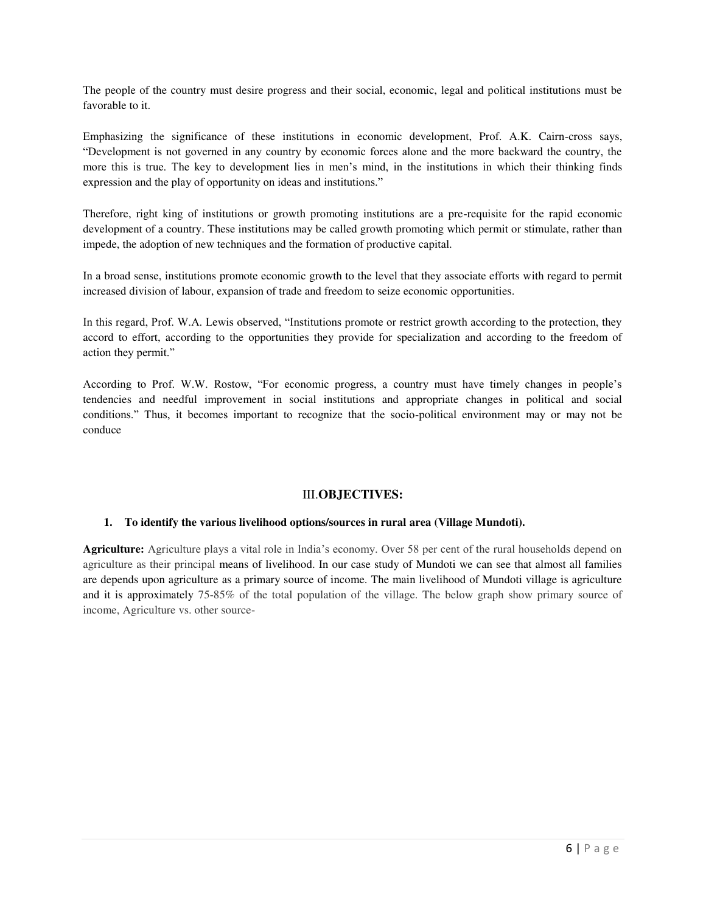The people of the country must desire progress and their social, economic, legal and political institutions must be favorable to it.

Emphasizing the significance of these institutions in economic development, Prof. A.K. Cairn-cross says, "Development is not governed in any country by economic forces alone and the more backward the country, the more this is true. The key to development lies in men's mind, in the institutions in which their thinking finds expression and the play of opportunity on ideas and institutions."

Therefore, right king of institutions or growth promoting institutions are a pre-requisite for the rapid economic development of a country. These institutions may be called growth promoting which permit or stimulate, rather than impede, the adoption of new techniques and the formation of productive capital.

In a broad sense, institutions promote economic growth to the level that they associate efforts with regard to permit increased division of labour, expansion of trade and freedom to seize economic opportunities.

In this regard, Prof. W.A. Lewis observed, "Institutions promote or restrict growth according to the protection, they accord to effort, according to the opportunities they provide for specialization and according to the freedom of action they permit."

According to Prof. W.W. Rostow, "For economic progress, a country must have timely changes in people's tendencies and needful improvement in social institutions and appropriate changes in political and social conditions." Thus, it becomes important to recognize that the socio-political environment may or may not be conduce

## III.OBJECTIVES:

### 1. To identify the various livelihood options/sources in rural area (Village Mundoti).

**Agriculture:** Agriculture plays a vital role in India's economy. Over 58 per cent of the rural households depend on agriculture as their principal means of livelihood. In our case study of Mundoti we can see that almost all families are depends upon agriculture as a primary source of income. The main livelihood of Mundoti village is agriculture and it is approximately 75-85% of the total population of the village. The below graph show primary source of income, Agriculture vs. other source-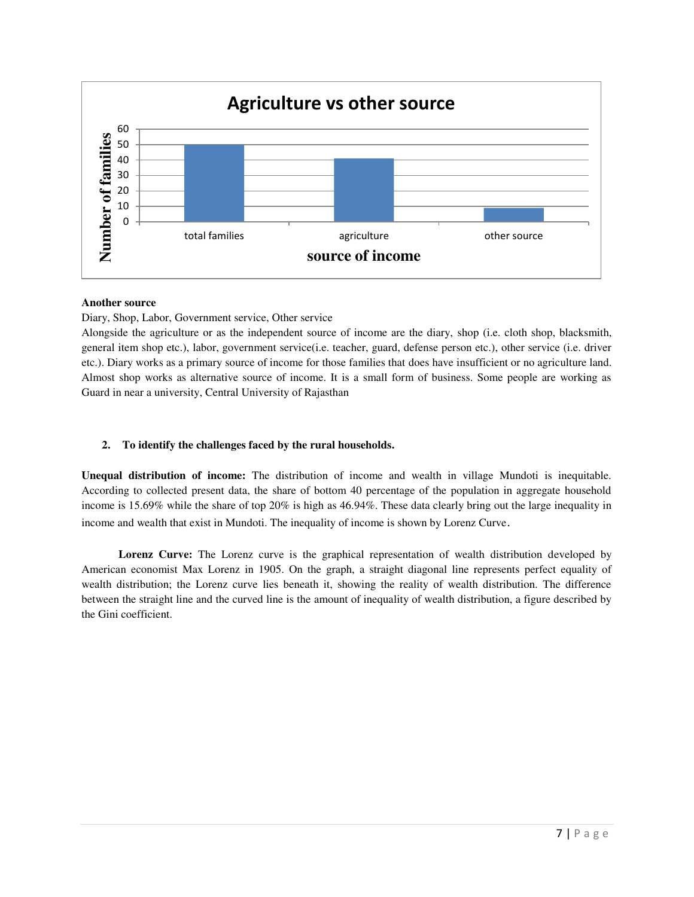**Another source**

Diary, Shop, Labor, Government service, Other service

Alongside the agriculture or as the independent source of income are the diary, shop (i.e. cloth shop, blacksmith, general item shop etc.), labor, government service(i.e. teacher, guard, defense person etc.), other service (i.e. driver etc.). Diary works as a primary source of income for those families that does have insufficient or no agriculture land. Almost shop works as alternative source of income. It is a small form of business. Some people are working as Guard in near a university, Central University of Rajasthan

2. **To identify the challenges faced by the rural households.**

**Unequal distribution of income:** The distribution of income and wealth in village Mundoti is inequitable. According to collected present data, the share of bottom 40 percentage of the population in aggregate household income is 15.69% while the share of top 20% is high as 46.94%. These data clearly bring out the large inequality in income and wealth that exist in Mundoti. The inequality of income is shown by Lorenz Curve.

**Lorenz Curve:** The Lorenz curve is the graphical representation of wealth distribution developed by American economist Max Lorenz in 1905. On the graph, a straight diagonal line represents perfect equality of wealth distribution; the Lorenz curve lies beneath it, showing the reality of wealth distribution. The difference between the straight line and the curved line is the amount of inequality of wealth distribution, a figure described by the Gini coefficient.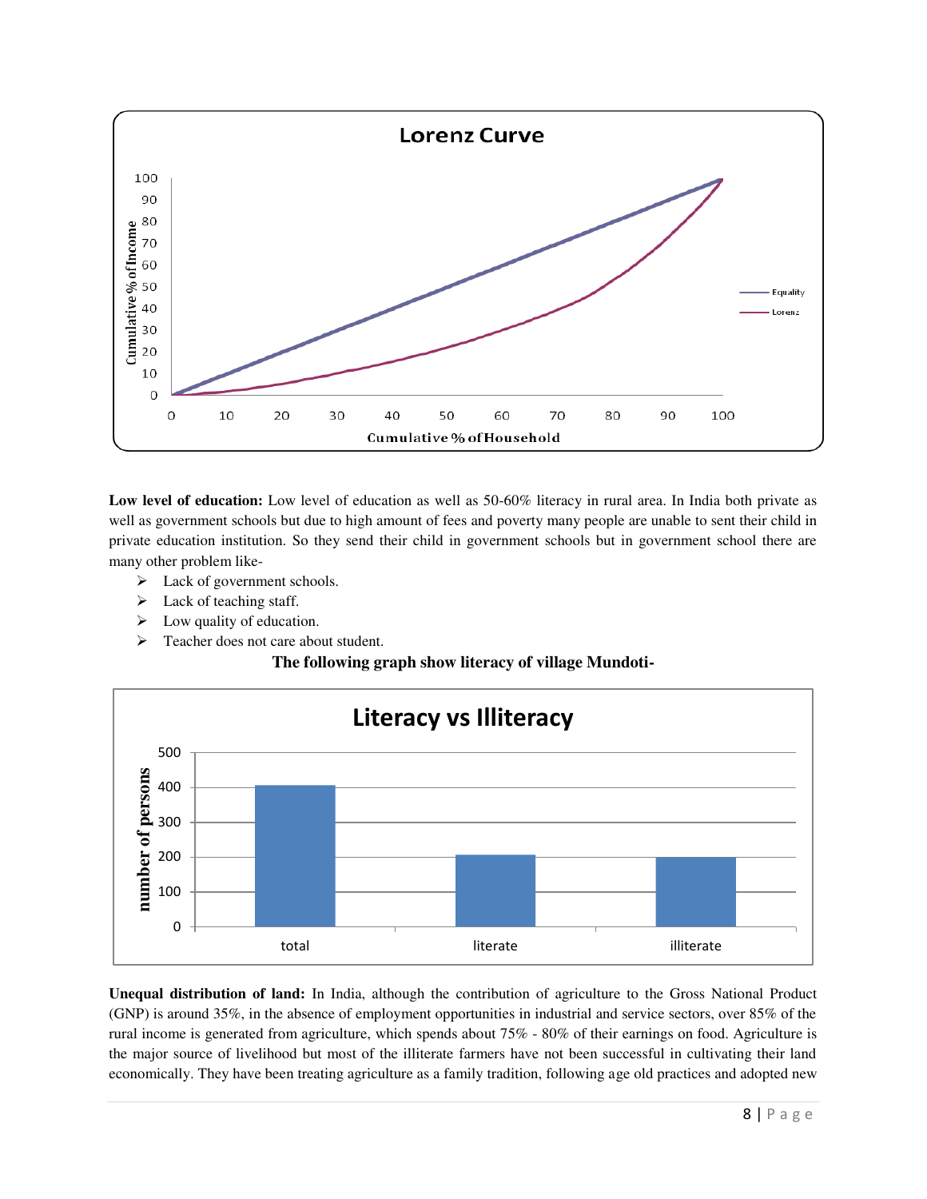**Low level of education:** Low level of education as well as 50-60% literacy in rural area. In India both private as well as government schools but due to high amount of fees and poverty many people are unable to sent their child in private education institution. So they send their child in government schools but in government school there are many other problem like-

- Lack of government schools.
- Lack of teaching staff.
- Low quality of education.
- Teacher does not care about student.

**The following graph show literacy of village Mundoti-**

**Unequal distribution of land:** In India, although the contribution of agriculture to the Gross National Product (GNP) is around 35%, in the absence of employment opportunities in industrial and service sectors, over 85% of the rural income is generated from agriculture, which spends about 75% - 80% of their earnings on food. Agriculture is the major source of livelihood but most of the illiterate farmers have not been successful in cultivating their land economically. They have been treating agriculture as a family tradition, following age old practices and adopted new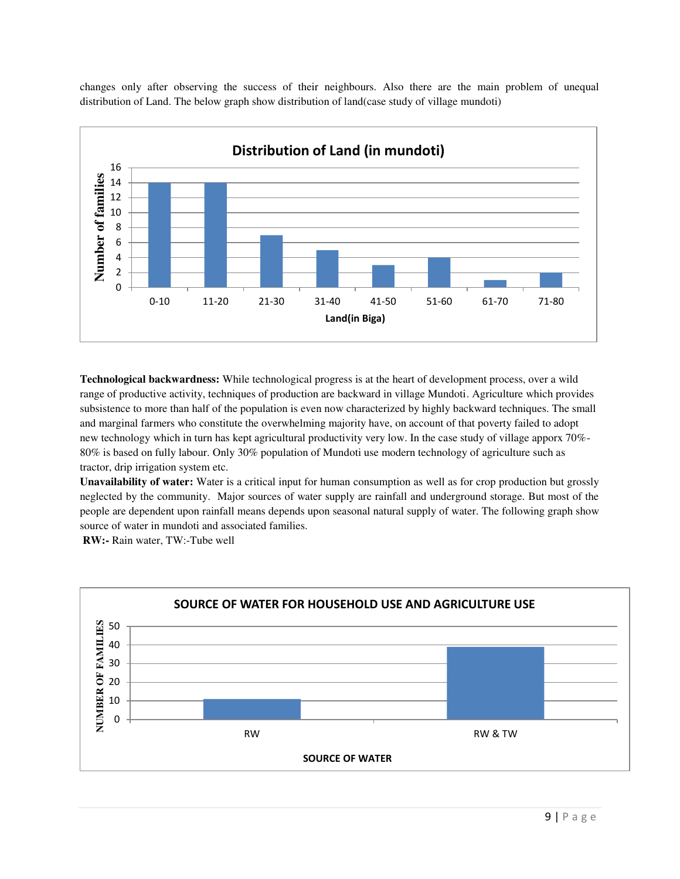changes only after observing the success of their neighbours. Also there are the main problem of unequal distribution of Land. The below graph show distribution of land(case study of village mundoti)

**Distribution of Land (in mundoti)**

| Land(in Biga) | Number of families |
|---|---|
| 0-10 | 14 |
| 11-20 | 14 |
| 21-30 | 7 |
| 31-40 | 5 |
| 41-50 | 3 |
| 51-60 | 4 |
| 61-70 | 1 |
| 71-80 | 2 |

**Technological backwardness:** While technological progress is at the heart of development process, over a wild range of productive activity, techniques of production are backward in village Mundoti. Agriculture which provides subsistence to more than half of the population is even now characterized by highly backward techniques. The small and marginal farmers who constitute the overwhelming majority have, on account of that poverty failed to adopt new technology which in turn has kept agricultural productivity very low. In the case study of village apporx 70%-80% is based on fully labour. Only 30% population of Mundoti use modern technology of agriculture such as tractor, drip irrigation system etc.

**Unavailability of water:** Water is a critical input for human consumption as well as for crop production but grossly neglected by the community. Major sources of water supply are rainfall and underground storage. But most of the people are dependent upon rainfall means depends upon seasonal natural supply of water. The following graph show source of water in mundoti and associated families.

**RW:-** Rain water, TW:-Tube well

**SOURCE OF WATER FOR HOUSEHOLD USE AND AGRICULTURE USE**

| SOURCE OF WATER | NUMBER OF FAMILIES |
|---|---|
| RW | 11 |
| RW & TW | 39 |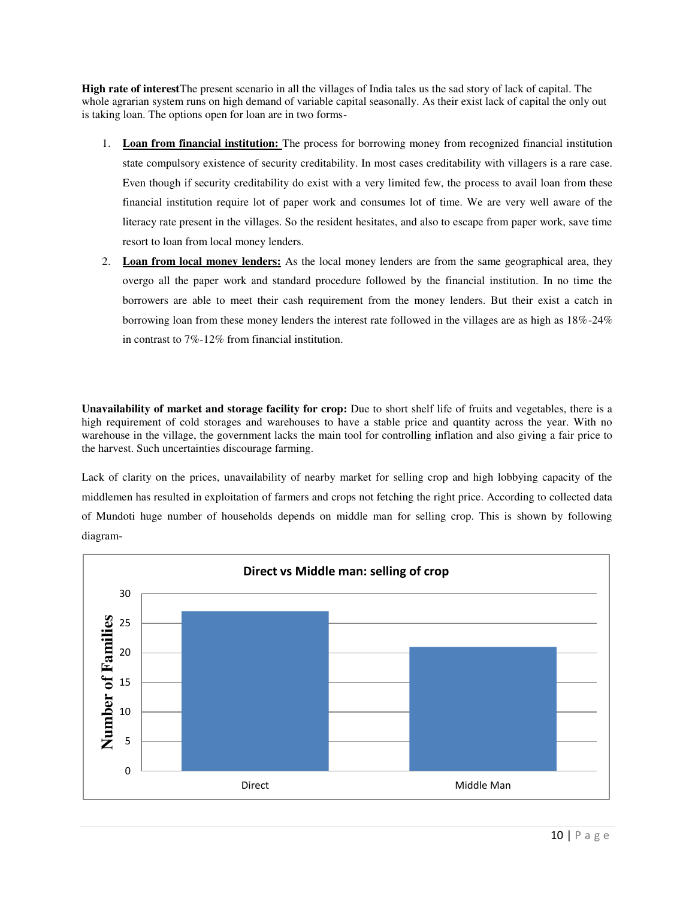**High rate of interest**The present scenario in all the villages of India tales us the sad story of lack of capital. The whole agrarian system runs on high demand of variable capital seasonally. As their exist lack of capital the only out is taking loan. The options open for loan are in two forms-

1. **Loan from financial institution:** The process for borrowing money from recognized financial institution state compulsory existence of security creditability. In most cases creditability with villagers is a rare case. Even though if security creditability do exist with a very limited few, the process to avail loan from these financial institution require lot of paper work and consumes lot of time. We are very well aware of the literacy rate present in the villages. So the resident hesitates, and also to escape from paper work, save time resort to loan from local money lenders.
2. **Loan from local money lenders:** As the local money lenders are from the same geographical area, they overgo all the paper work and standard procedure followed by the financial institution. In no time the borrowers are able to meet their cash requirement from the money lenders. But their exist a catch in borrowing loan from these money lenders the interest rate followed in the villages are as high as 18%-24% in contrast to 7%-12% from financial institution.

**Unavailability of market and storage facility for crop:** Due to short shelf life of fruits and vegetables, there is a high requirement of cold storages and warehouses to have a stable price and quantity across the year. With no warehouse in the village, the government lacks the main tool for controlling inflation and also giving a fair price to the harvest. Such uncertainties discourage farming.

Lack of clarity on the prices, unavailability of nearby market for selling crop and high lobbying capacity of the middlemen has resulted in exploitation of farmers and crops not fetching the right price. According to collected data of Mundoti huge number of households depends on middle man for selling crop. This is shown by following diagram-

**Direct vs Middle man: selling of crop**

| Selling mode | Number of Families |
|---|---|
| Direct | 27 |
| Middle Man | 21 |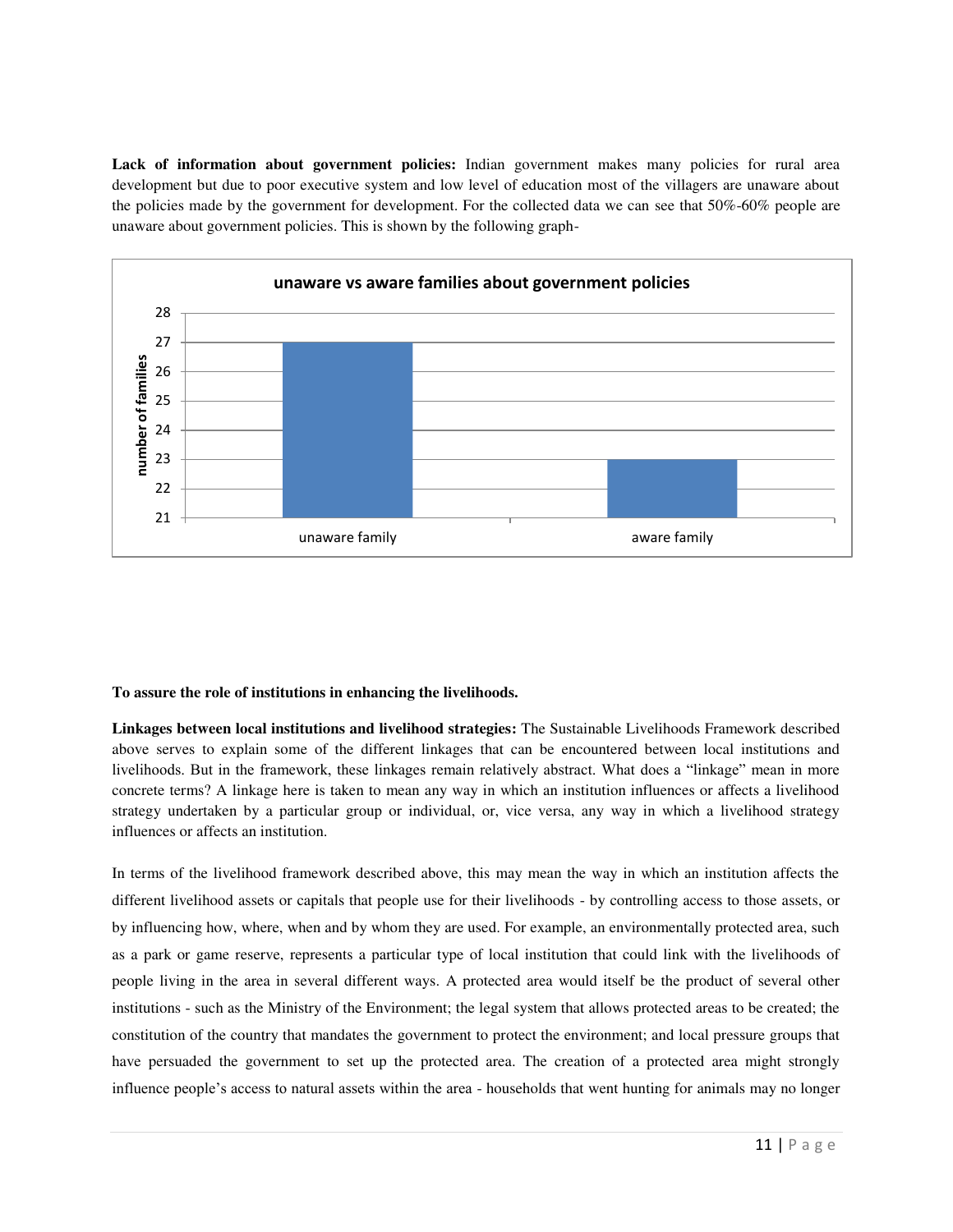**Lack of information about government policies:** Indian government makes many policies for rural area development but due to poor executive system and low level of education most of the villagers are unaware about the policies made by the government for development. For the collected data we can see that 50%-60% people are unaware about government policies. This is shown by the following graph-

**unaware vs aware families about government policies**

| | number of families |
|---|---|
| unaware family | 27 |
| aware family | 23 |

**To assure the role of institutions in enhancing the livelihoods.**

**Linkages between local institutions and livelihood strategies:** The Sustainable Livelihoods Framework described above serves to explain some of the different linkages that can be encountered between local institutions and livelihoods. But in the framework, these linkages remain relatively abstract. What does a "linkage" mean in more concrete terms? A linkage here is taken to mean any way in which an institution influences or affects a livelihood strategy undertaken by a particular group or individual, or, vice versa, any way in which a livelihood strategy influences or affects an institution.

In terms of the livelihood framework described above, this may mean the way in which an institution affects the different livelihood assets or capitals that people use for their livelihoods - by controlling access to those assets, or by influencing how, where, when and by whom they are used. For example, an environmentally protected area, such as a park or game reserve, represents a particular type of local institution that could link with the livelihoods of people living in the area in several different ways. A protected area would itself be the product of several other institutions - such as the Ministry of the Environment; the legal system that allows protected areas to be created; the constitution of the country that mandates the government to protect the environment; and local pressure groups that have persuaded the government to set up the protected area. The creation of a protected area might strongly influence people's access to natural assets within the area - households that went hunting for animals may no longer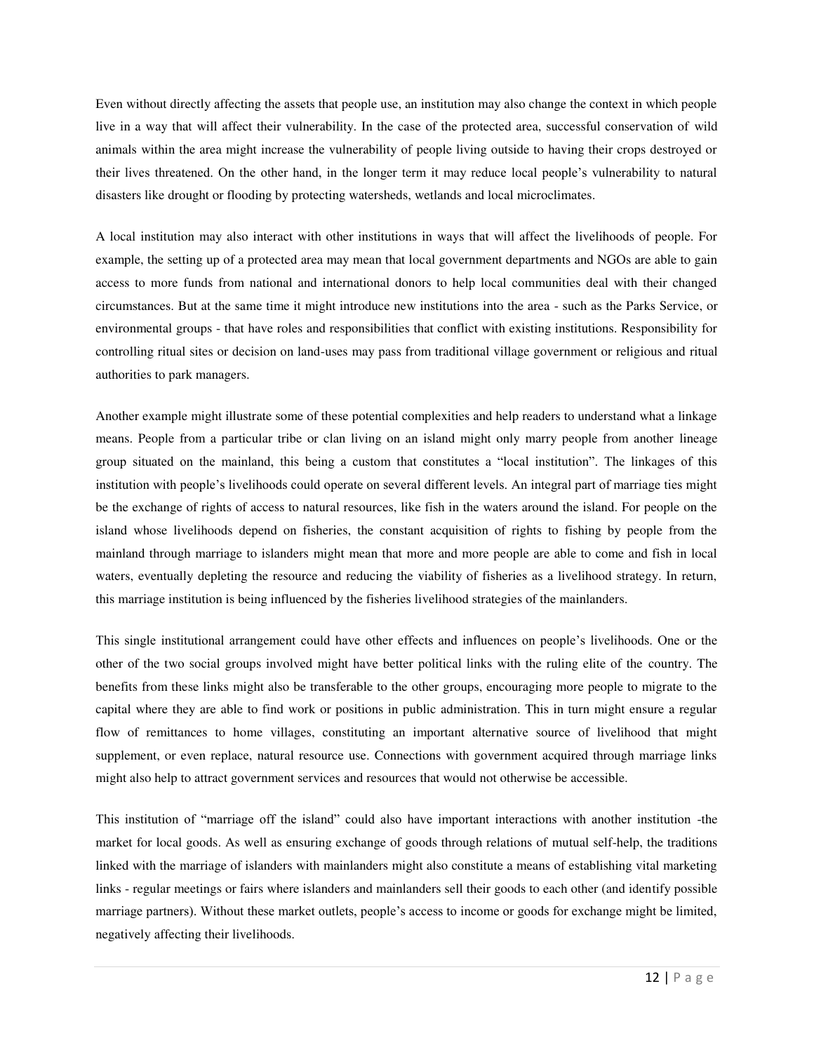Even without directly affecting the assets that people use, an institution may also change the context in which people live in a way that will affect their vulnerability. In the case of the protected area, successful conservation of wild animals within the area might increase the vulnerability of people living outside to having their crops destroyed or their lives threatened. On the other hand, in the longer term it may reduce local people's vulnerability to natural disasters like drought or flooding by protecting watersheds, wetlands and local microclimates.

A local institution may also interact with other institutions in ways that will affect the livelihoods of people. For example, the setting up of a protected area may mean that local government departments and NGOs are able to gain access to more funds from national and international donors to help local communities deal with their changed circumstances. But at the same time it might introduce new institutions into the area - such as the Parks Service, or environmental groups - that have roles and responsibilities that conflict with existing institutions. Responsibility for controlling ritual sites or decision on land-uses may pass from traditional village government or religious and ritual authorities to park managers.

Another example might illustrate some of these potential complexities and help readers to understand what a linkage means. People from a particular tribe or clan living on an island might only marry people from another lineage group situated on the mainland, this being a custom that constitutes a "local institution". The linkages of this institution with people's livelihoods could operate on several different levels. An integral part of marriage ties might be the exchange of rights of access to natural resources, like fish in the waters around the island. For people on the island whose livelihoods depend on fisheries, the constant acquisition of rights to fishing by people from the mainland through marriage to islanders might mean that more and more people are able to come and fish in local waters, eventually depleting the resource and reducing the viability of fisheries as a livelihood strategy. In return, this marriage institution is being influenced by the fisheries livelihood strategies of the mainlanders.

This single institutional arrangement could have other effects and influences on people's livelihoods. One or the other of the two social groups involved might have better political links with the ruling elite of the country. The benefits from these links might also be transferable to the other groups, encouraging more people to migrate to the capital where they are able to find work or positions in public administration. This in turn might ensure a regular flow of remittances to home villages, constituting an important alternative source of livelihood that might supplement, or even replace, natural resource use. Connections with government acquired through marriage links might also help to attract government services and resources that would not otherwise be accessible.

This institution of "marriage off the island" could also have important interactions with another institution -the market for local goods. As well as ensuring exchange of goods through relations of mutual self-help, the traditions linked with the marriage of islanders with mainlanders might also constitute a means of establishing vital marketing links - regular meetings or fairs where islanders and mainlanders sell their goods to each other (and identify possible marriage partners). Without these market outlets, people's access to income or goods for exchange might be limited, negatively affecting their livelihoods.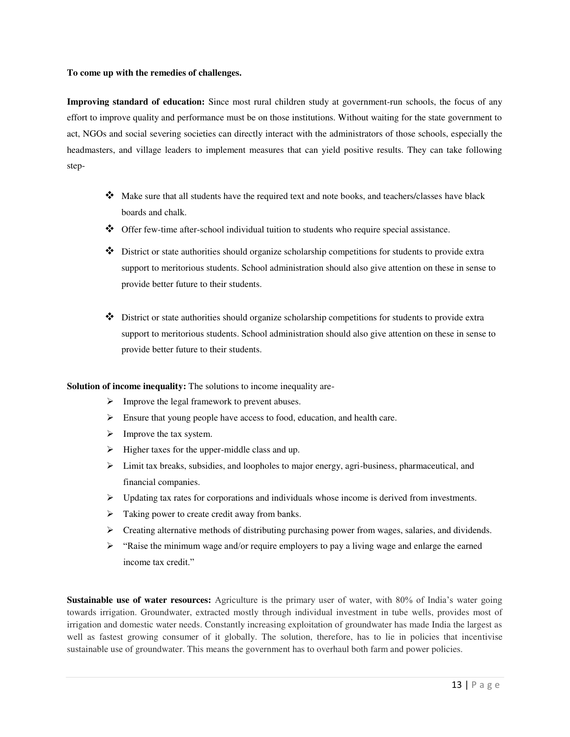**To come up with the remedies of challenges.**

**Improving standard of education:** Since most rural children study at government-run schools, the focus of any effort to improve quality and performance must be on those institutions. Without waiting for the state government to act, NGOs and social severing societies can directly interact with the administrators of those schools, especially the headmasters, and village leaders to implement measures that can yield positive results. They can take following step-

- Make sure that all students have the required text and note books, and teachers/classes have black boards and chalk.
- Offer few-time after-school individual tuition to students who require special assistance.
- District or state authorities should organize scholarship competitions for students to provide extra support to meritorious students. School administration should also give attention on these in sense to provide better future to their students.
- District or state authorities should organize scholarship competitions for students to provide extra support to meritorious students. School administration should also give attention on these in sense to provide better future to their students.

**Solution of income inequality:** The solutions to income inequality are-

- Improve the legal framework to prevent abuses.
- Ensure that young people have access to food, education, and health care.
- Improve the tax system.
- Higher taxes for the upper-middle class and up.
- Limit tax breaks, subsidies, and loopholes to major energy, agri-business, pharmaceutical, and financial companies.
- Updating tax rates for corporations and individuals whose income is derived from investments.
- Taking power to create credit away from banks.
- Creating alternative methods of distributing purchasing power from wages, salaries, and dividends.
- "Raise the minimum wage and/or require employers to pay a living wage and enlarge the earned income tax credit."

**Sustainable use of water resources:** Agriculture is the primary user of water, with 80% of India's water going towards irrigation. Groundwater, extracted mostly through individual investment in tube wells, provides most of irrigation and domestic water needs. Constantly increasing exploitation of groundwater has made India the largest as well as fastest growing consumer of it globally. The solution, therefore, has to lie in policies that incentivise sustainable use of groundwater. This means the government has to overhaul both farm and power policies.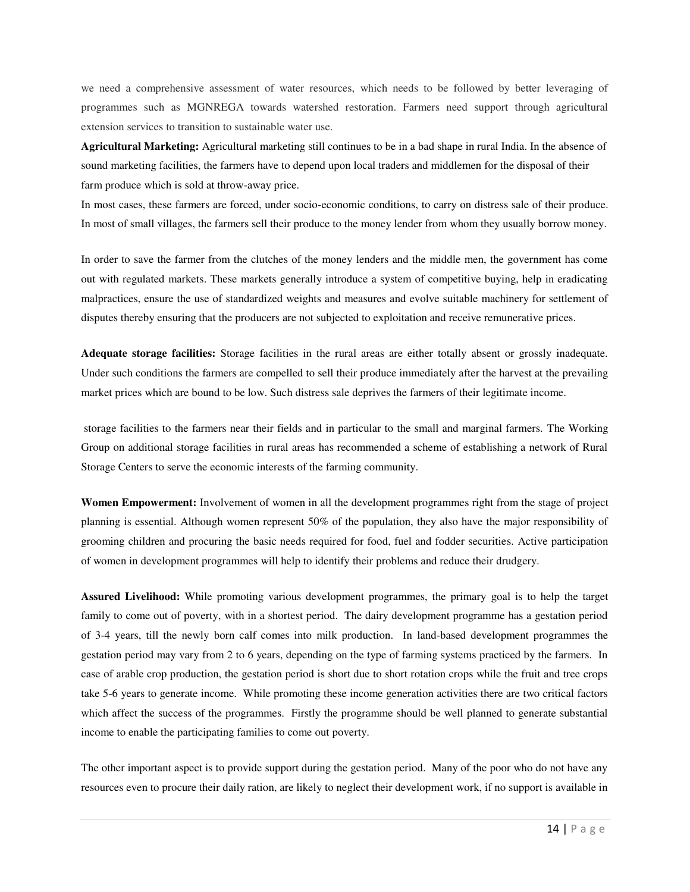we need a comprehensive assessment of water resources, which needs to be followed by better leveraging of programmes such as MGNREGA towards watershed restoration. Farmers need support through agricultural extension services to transition to sustainable water use.

**Agricultural Marketing:** Agricultural marketing still continues to be in a bad shape in rural India. In the absence of sound marketing facilities, the farmers have to depend upon local traders and middlemen for the disposal of their farm produce which is sold at throw-away price.

In most cases, these farmers are forced, under socio-economic conditions, to carry on distress sale of their produce. In most of small villages, the farmers sell their produce to the money lender from whom they usually borrow money.

In order to save the farmer from the clutches of the money lenders and the middle men, the government has come out with regulated markets. These markets generally introduce a system of competitive buying, help in eradicating malpractices, ensure the use of standardized weights and measures and evolve suitable machinery for settlement of disputes thereby ensuring that the producers are not subjected to exploitation and receive remunerative prices.

**Adequate storage facilities:** Storage facilities in the rural areas are either totally absent or grossly inadequate. Under such conditions the farmers are compelled to sell their produce immediately after the harvest at the prevailing market prices which are bound to be low. Such distress sale deprives the farmers of their legitimate income.

storage facilities to the farmers near their fields and in particular to the small and marginal farmers. The Working Group on additional storage facilities in rural areas has recommended a scheme of establishing a network of Rural Storage Centers to serve the economic interests of the farming community.

**Women Empowerment:** Involvement of women in all the development programmes right from the stage of project planning is essential. Although women represent 50% of the population, they also have the major responsibility of grooming children and procuring the basic needs required for food, fuel and fodder securities. Active participation of women in development programmes will help to identify their problems and reduce their drudgery.

**Assured Livelihood:** While promoting various development programmes, the primary goal is to help the target family to come out of poverty, with in a shortest period. The dairy development programme has a gestation period of 3-4 years, till the newly born calf comes into milk production. In land-based development programmes the gestation period may vary from 2 to 6 years, depending on the type of farming systems practiced by the farmers. In case of arable crop production, the gestation period is short due to short rotation crops while the fruit and tree crops take 5-6 years to generate income. While promoting these income generation activities there are two critical factors which affect the success of the programmes. Firstly the programme should be well planned to generate substantial income to enable the participating families to come out poverty.

The other important aspect is to provide support during the gestation period. Many of the poor who do not have any resources even to procure their daily ration, are likely to neglect their development work, if no support is available in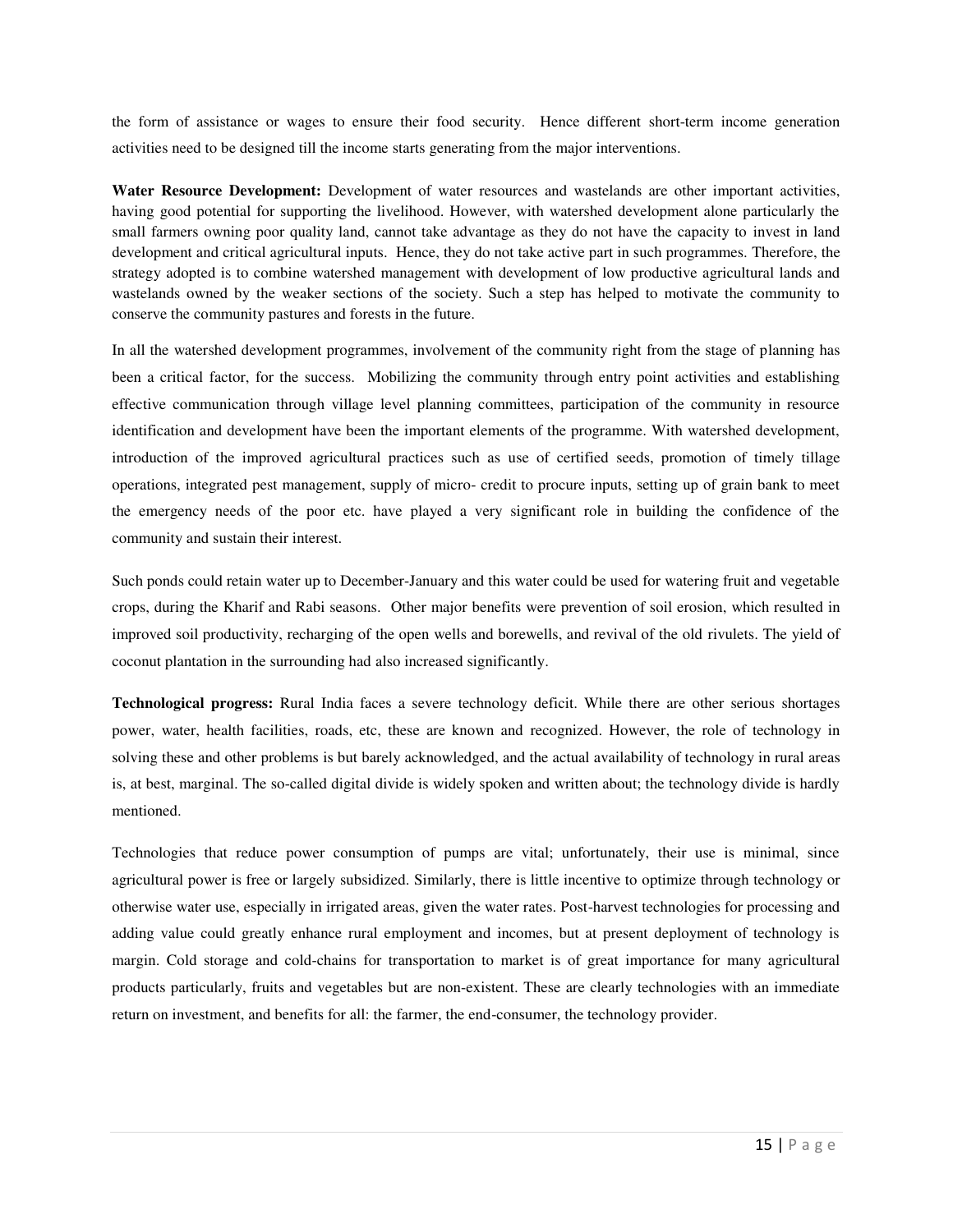the form of assistance or wages to ensure their food security. Hence different short-term income generation activities need to be designed till the income starts generating from the major interventions.

**Water Resource Development:** Development of water resources and wastelands are other important activities, having good potential for supporting the livelihood. However, with watershed development alone particularly the small farmers owning poor quality land, cannot take advantage as they do not have the capacity to invest in land development and critical agricultural inputs. Hence, they do not take active part in such programmes. Therefore, the strategy adopted is to combine watershed management with development of low productive agricultural lands and wastelands owned by the weaker sections of the society. Such a step has helped to motivate the community to conserve the community pastures and forests in the future.

In all the watershed development programmes, involvement of the community right from the stage of planning has been a critical factor, for the success. Mobilizing the community through entry point activities and establishing effective communication through village level planning committees, participation of the community in resource identification and development have been the important elements of the programme. With watershed development, introduction of the improved agricultural practices such as use of certified seeds, promotion of timely tillage operations, integrated pest management, supply of micro- credit to procure inputs, setting up of grain bank to meet the emergency needs of the poor etc. have played a very significant role in building the confidence of the community and sustain their interest.

Such ponds could retain water up to December-January and this water could be used for watering fruit and vegetable crops, during the Kharif and Rabi seasons. Other major benefits were prevention of soil erosion, which resulted in improved soil productivity, recharging of the open wells and borewells, and revival of the old rivulets. The yield of coconut plantation in the surrounding had also increased significantly.

**Technological progress:** Rural India faces a severe technology deficit. While there are other serious shortages power, water, health facilities, roads, etc, these are known and recognized. However, the role of technology in solving these and other problems is but barely acknowledged, and the actual availability of technology in rural areas is, at best, marginal. The so-called digital divide is widely spoken and written about; the technology divide is hardly mentioned.

Technologies that reduce power consumption of pumps are vital; unfortunately, their use is minimal, since agricultural power is free or largely subsidized. Similarly, there is little incentive to optimize through technology or otherwise water use, especially in irrigated areas, given the water rates. Post-harvest technologies for processing and adding value could greatly enhance rural employment and incomes, but at present deployment of technology is margin. Cold storage and cold-chains for transportation to market is of great importance for many agricultural products particularly, fruits and vegetables but are non-existent. These are clearly technologies with an immediate return on investment, and benefits for all: the farmer, the end-consumer, the technology provider.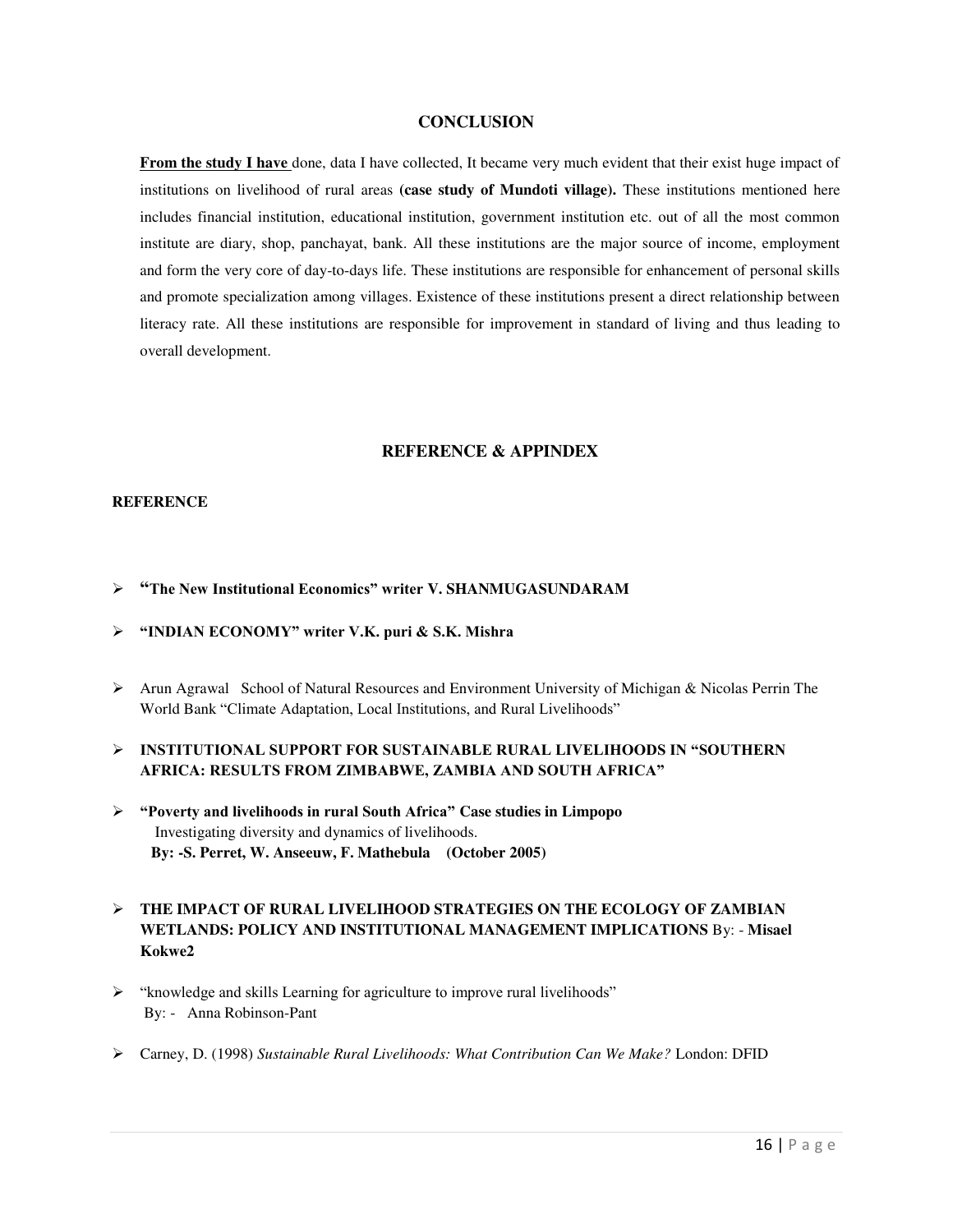## CONCLUSION

**From the study I have** done, data I have collected, It became very much evident that their exist huge impact of institutions on livelihood of rural areas **(case study of Mundoti village).** These institutions mentioned here includes financial institution, educational institution, government institution etc. out of all the most common institute are diary, shop, panchayat, bank. All these institutions are the major source of income, employment and form the very core of day-to-days life. These institutions are responsible for enhancement of personal skills and promote specialization among villages. Existence of these institutions present a direct relationship between literacy rate. All these institutions are responsible for improvement in standard of living and thus leading to overall development.

## REFERENCE & APPINDEX

**REFERENCE**

- **"The New Institutional Economics" writer V. SHANMUGASUNDARAM**
- **"INDIAN ECONOMY" writer V.K. puri & S.K. Mishra**
- Arun Agrawal School of Natural Resources and Environment University of Michigan & Nicolas Perrin The World Bank "Climate Adaptation, Local Institutions, and Rural Livelihoods"
- **INSTITUTIONAL SUPPORT FOR SUSTAINABLE RURAL LIVELIHOODS IN "SOUTHERN AFRICA: RESULTS FROM ZIMBABWE, ZAMBIA AND SOUTH AFRICA"**
- **"Poverty and livelihoods in rural South Africa" Case studies in Limpopo**
  Investigating diversity and dynamics of livelihoods.
  **By: -S. Perret, W. Anseeuw, F. Mathebula (October 2005)**
- **THE IMPACT OF RURAL LIVELIHOOD STRATEGIES ON THE ECOLOGY OF ZAMBIAN WETLANDS: POLICY AND INSTITUTIONAL MANAGEMENT IMPLICATIONS** By: - **Misael Kokwe2**
- "knowledge and skills Learning for agriculture to improve rural livelihoods"
  By: - Anna Robinson-Pant
- Carney, D. (1998) *Sustainable Rural Livelihoods: What Contribution Can We Make?* London: DFID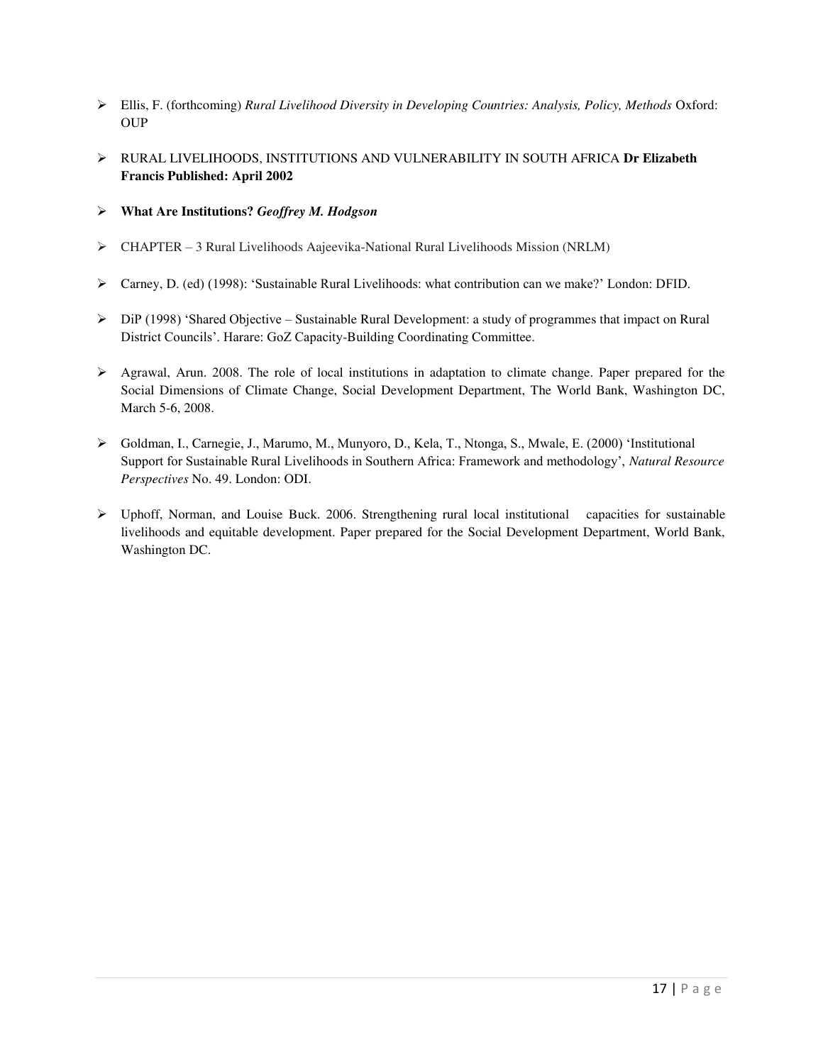- Ellis, F. (forthcoming) *Rural Livelihood Diversity in Developing Countries: Analysis, Policy, Methods* Oxford: OUP

- RURAL LIVELIHOODS, INSTITUTIONS AND VULNERABILITY IN SOUTH AFRICA **Dr Elizabeth Francis Published: April 2002**

- **What Are Institutions?** ***Geoffrey M. Hodgson***

- CHAPTER – 3 Rural Livelihoods Aajeevika-National Rural Livelihoods Mission (NRLM)

- Carney, D. (ed) (1998): 'Sustainable Rural Livelihoods: what contribution can we make?' London: DFID.

- DiP (1998) 'Shared Objective – Sustainable Rural Development: a study of programmes that impact on Rural District Councils'. Harare: GoZ Capacity-Building Coordinating Committee.

- Agrawal, Arun. 2008. The role of local institutions in adaptation to climate change. Paper prepared for the Social Dimensions of Climate Change, Social Development Department, The World Bank, Washington DC, March 5-6, 2008.

- Goldman, I., Carnegie, J., Marumo, M., Munyoro, D., Kela, T., Ntonga, S., Mwale, E. (2000) 'Institutional Support for Sustainable Rural Livelihoods in Southern Africa: Framework and methodology', *Natural Resource Perspectives* No. 49. London: ODI.

- Uphoff, Norman, and Louise Buck. 2006. Strengthening rural local institutional capacities for sustainable livelihoods and equitable development. Paper prepared for the Social Development Department, World Bank, Washington DC.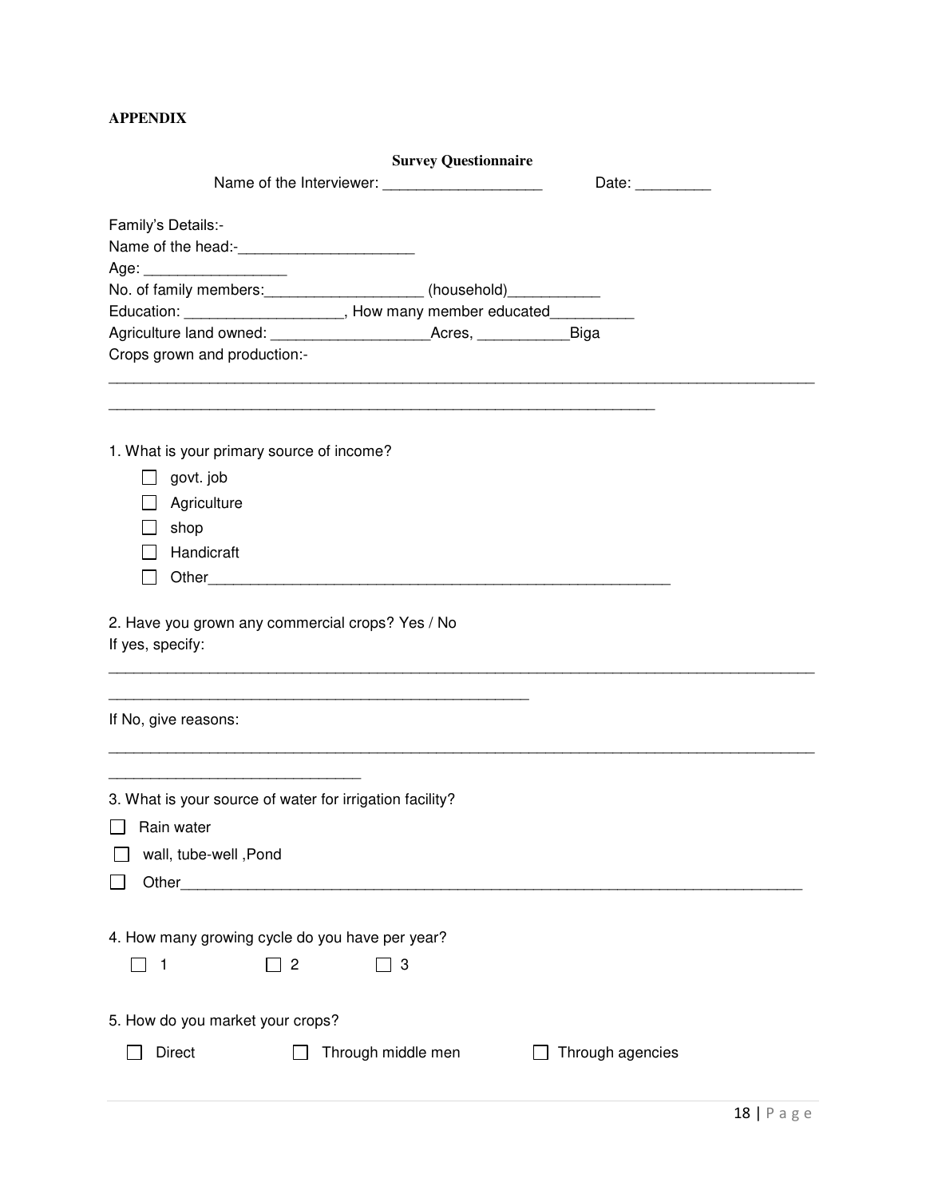**APPENDIX**

**Survey Questionnaire**

Name of the Interviewer: ___________________ Date: _________

Family's Details:-

Name of the head:-_____________________

Age: _________________

No. of family members:___________________ (household)___________

Education: ___________________, How many member educated__________

Agriculture land owned: ___________________Acres, ___________Biga

Crops grown and production:-

_____________________________________________________________________________________

_________________________________________________________________

1. What is your primary source of income?

- ☐ govt. job
- ☐ Agriculture
- ☐ shop
- ☐ Handicraft
- ☐ Other_______________________________________________________

2. Have you grown any commercial crops? Yes / No

If yes, specify:

_____________________________________________________________________________________

__________________________________________________

If No, give reasons:

_____________________________________________________________________________________

______________________________

3. What is your source of water for irrigation facility?

- ☐ Rain water
- ☐ wall, tube-well ,Pond
- ☐ Other__________________________________________________________________________

4. How many growing cycle do you have per year?

☐ 1 ☐ 2 ☐ 3

5. How do you market your crops?

☐ Direct ☐ Through middle men ☐ Through agencies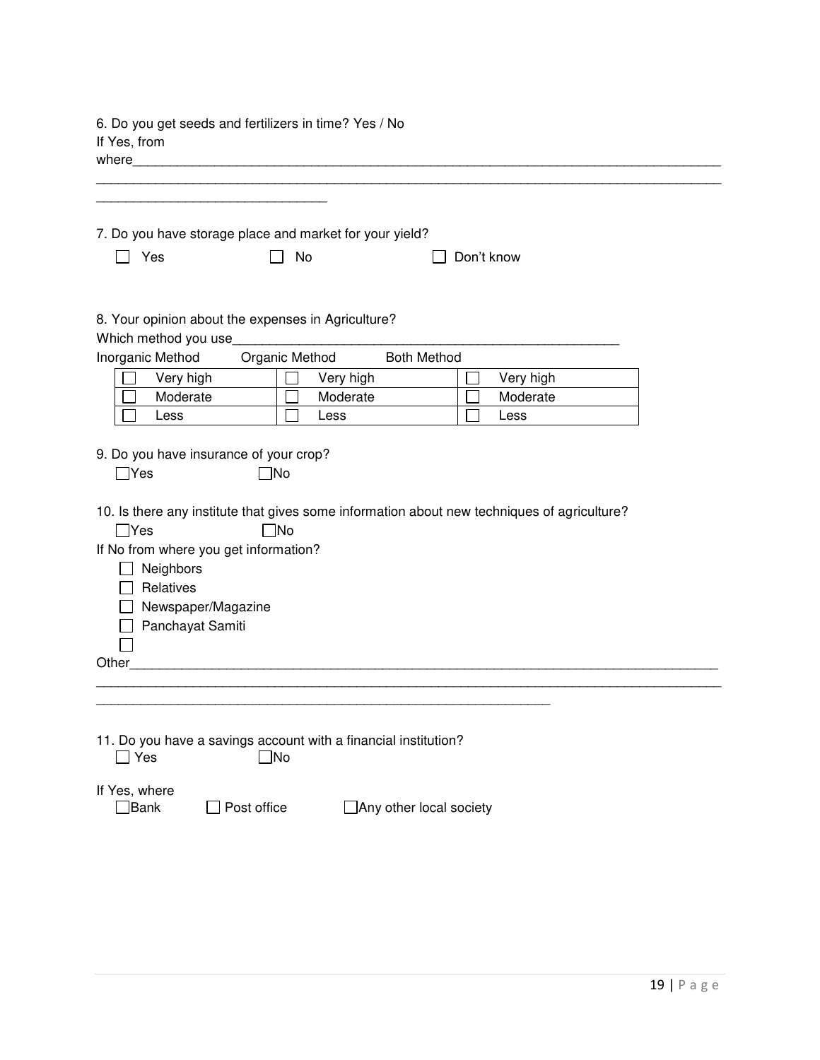6. Do you get seeds and fertilizers in time? Yes / No
If Yes, from
where_________________________________________________________________________________
_____________________________________________________________________________________
______________________________

7. Do you have storage place and market for your yield?

☐ Yes ☐ No ☐ Don't know

8. Your opinion about the expenses in Agriculture?
Which method you use__________________________________________________

| Inorganic Method | Organic Method | Both Method |
|---|---|---|
| ☐ Very high | ☐ Very high | ☐ Very high |
| ☐ Moderate | ☐ Moderate | ☐ Moderate |
| ☐ Less | ☐ Less | ☐ Less |

9. Do you have insurance of your crop?

☐Yes ☐No

10. Is there any institute that gives some information about new techniques of agriculture?

☐Yes ☐No

If No from where you get information?

- ☐ Neighbors
- ☐ Relatives
- ☐ Newspaper/Magazine
- ☐ Panchayat Samiti
- ☐

Other_________________________________________________________________________________
_____________________________________________________________________________________
____________________________________________________________

11. Do you have a savings account with a financial institution?

☐ Yes ☐No

If Yes, where

☐Bank ☐ Post office ☐Any other local society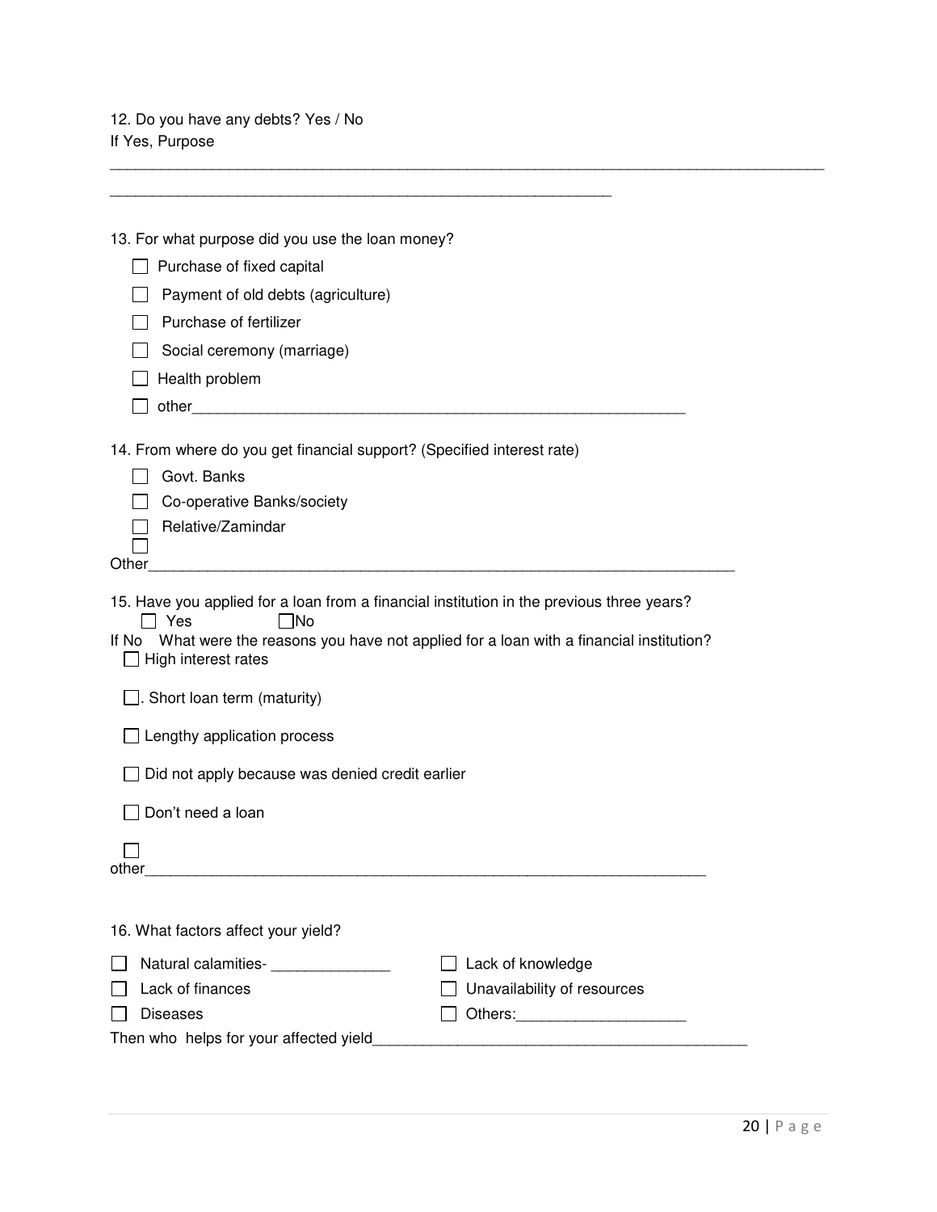12. Do you have any debts? Yes / No

If Yes, Purpose

___________________________________________________________________________________________

______________________________________________________________

13. For what purpose did you use the loan money?

- ☐ Purchase of fixed capital
- ☐ Payment of old debts (agriculture)
- ☐ Purchase of fertilizer
- ☐ Social ceremony (marriage)
- ☐ Health problem
- ☐ other____________________________________________________________

14. From where do you get financial support? (Specified interest rate)

- ☐ Govt. Banks
- ☐ Co-operative Banks/society
- ☐ Relative/Zamindar
- ☐ Other________________________________________________________________________

15. Have you applied for a loan from a financial institution in the previous three years?

☐ Yes ☐ No

If No What were the reasons you have not applied for a loan with a financial institution?

- ☐ High interest rates
- ☐. Short loan term (maturity)
- ☐ Lengthy application process
- ☐ Did not apply because was denied credit earlier
- ☐ Don't need a loan
- ☐ other______________________________________________________________________

16. What factors affect your yield?

- ☐ Natural calamities- ______________
- ☐ Lack of finances
- ☐ Diseases
- ☐ Lack of knowledge
- ☐ Unavailability of resources
- ☐ Others:____________________

Then who helps for your affected yield____________________________________________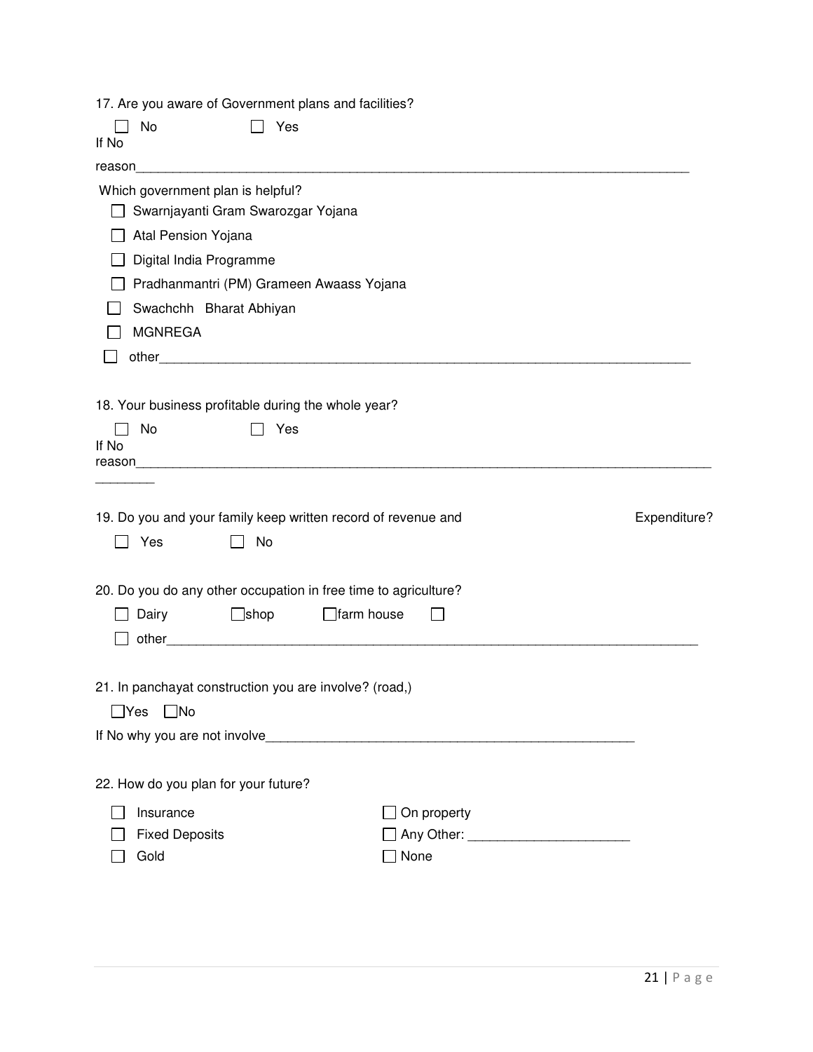17. Are you aware of Government plans and facilities?

☐ No ☐ Yes

If No

reason_______________________________________________________________________________

Which government plan is helpful?

☐ Swarnjayanti Gram Swarozgar Yojana

☐ Atal Pension Yojana

☐ Digital India Programme

☐ Pradhanmantri (PM) Grameen Awaass Yojana

☐ Swachchh Bharat Abhiyan

☐ MGNREGA

☐ other___________________________________________________________________________

18. Your business profitable during the whole year?

☐ No ☐ Yes

If No
reason___________________________________________________________________________________
________

19. Do you and your family keep written record of revenue and Expenditure?

☐ Yes ☐ No

20. Do you do any other occupation in free time to agriculture?

☐ Dairy ☐ shop ☐ farm house ☐

☐ other____________________________________________________________________________

21. In panchayat construction you are involve? (road,)

☐ Yes ☐ No

If No why you are not involve_____________________________________________________

22. How do you plan for your future?

☐ Insurance ☐ On property

☐ Fixed Deposits ☐ Any Other: _____________________

☐ Gold ☐ None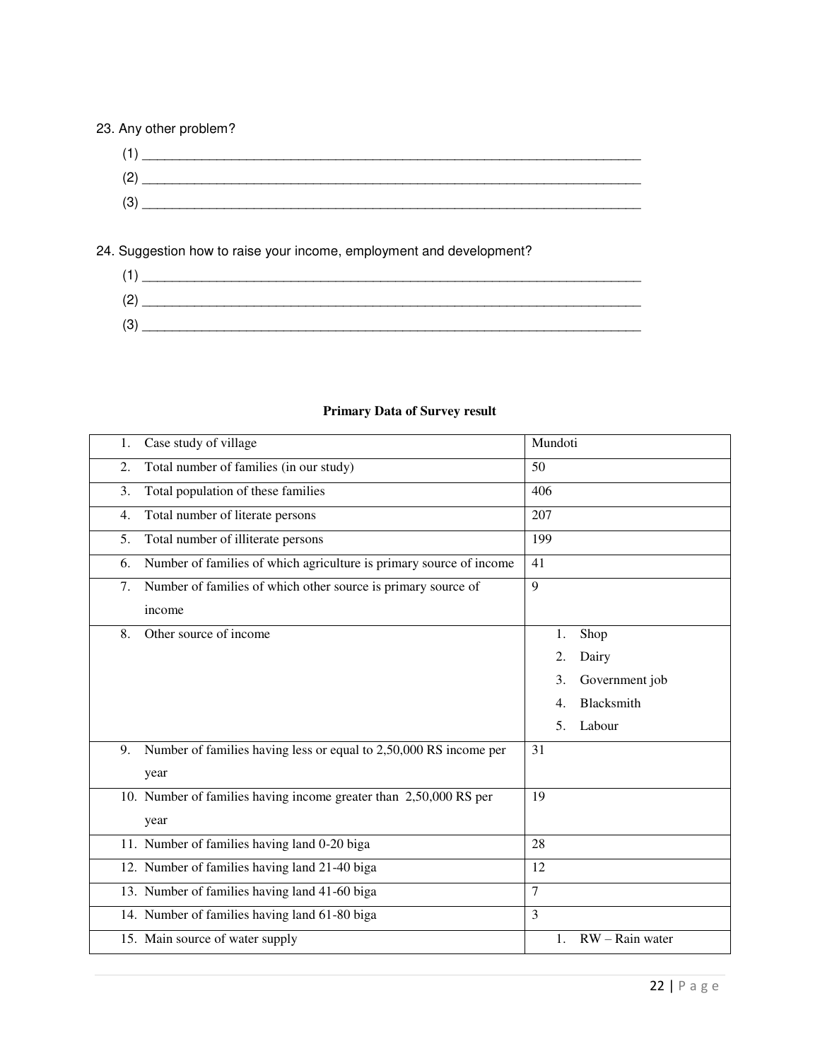23. Any other problem?

(1) ___________________________________________________________________________

(2) ___________________________________________________________________________

(3) ___________________________________________________________________________

24. Suggestion how to raise your income, employment and development?

(1) ___________________________________________________________________________

(2) ___________________________________________________________________________

(3) ___________________________________________________________________________

**Primary Data of Survey result**

| | |
|---|---|
| 1. Case study of village | Mundoti |
| 2. Total number of families (in our study) | 50 |
| 3. Total population of these families | 406 |
| 4. Total number of literate persons | 207 |
| 5. Total number of illiterate persons | 199 |
| 6. Number of families of which agriculture is primary source of income | 41 |
| 7. Number of families of which other source is primary source of income | 9 |
| 8. Other source of income | 1. Shop<br>2. Dairy<br>3. Government job<br>4. Blacksmith<br>5. Labour |
| 9. Number of families having less or equal to 2,50,000 RS income per year | 31 |
| 10. Number of families having income greater than 2,50,000 RS per year | 19 |
| 11. Number of families having land 0-20 biga | 28 |
| 12. Number of families having land 21-40 biga | 12 |
| 13. Number of families having land 41-60 biga | 7 |
| 14. Number of families having land 61-80 biga | 3 |
| 15. Main source of water supply | 1. RW – Rain water |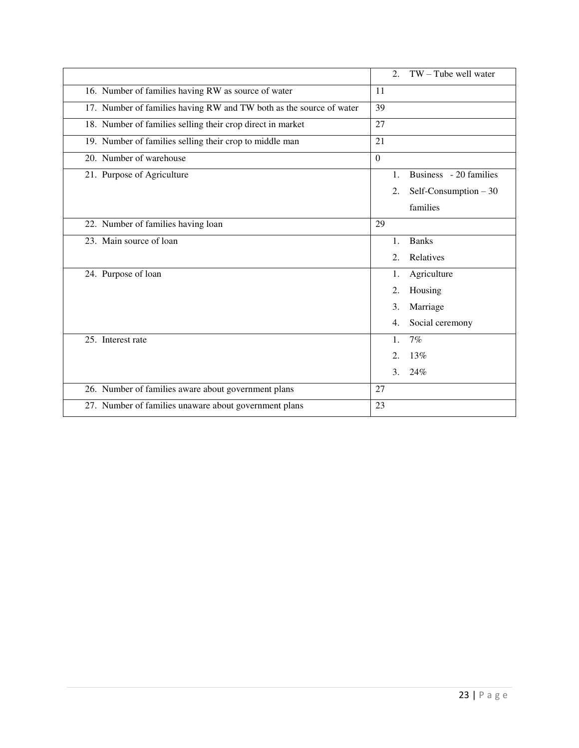| | |
|---|---|
| | 2. TW – Tube well water |
| 16. Number of families having RW as source of water | 11 |
| 17. Number of families having RW and TW both as the source of water | 39 |
| 18. Number of families selling their crop direct in market | 27 |
| 19. Number of families selling their crop to middle man | 21 |
| 20. Number of warehouse | 0 |
| 21. Purpose of Agriculture | 1. Business - 20 families<br>2. Self-Consumption – 30 families |
| 22. Number of families having loan | 29 |
| 23. Main source of loan | 1. Banks<br>2. Relatives |
| 24. Purpose of loan | 1. Agriculture<br>2. Housing<br>3. Marriage<br>4. Social ceremony |
| 25. Interest rate | 1. 7%<br>2. 13%<br>3. 24% |
| 26. Number of families aware about government plans | 27 |
| 27. Number of families unaware about government plans | 23 |